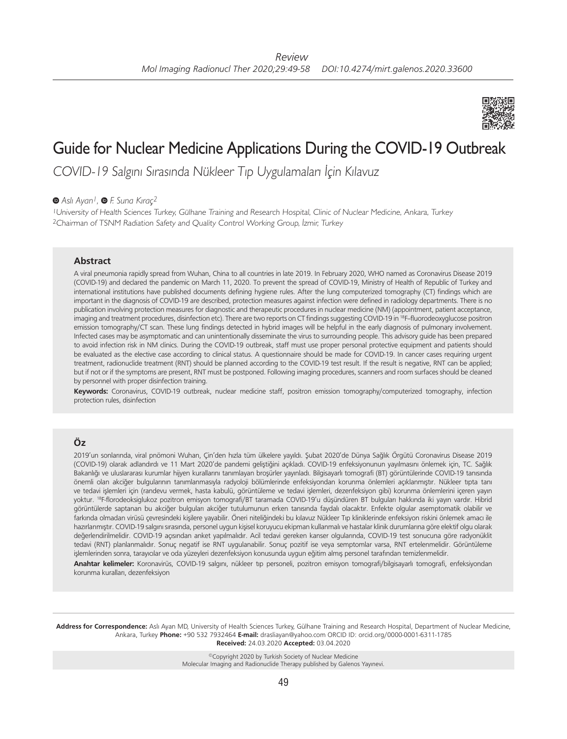Review

# Guide for Nuclear Medicine Applications During the COVID-19 Outbreak

*COVID-19 Salgını Sırasında Nükleer Tıp Uygulamaları İçin Kılavuz*

*Aslı Ayan[1], F. Suna Kıraç[2]*

[1]University of Health Sciences Turkey, Gülhane Training and Research Hospital, Clinic of Nuclear Medicine, Ankara, Turkey
[2]Chairman of TSNM Radiation Safety and Quality Control Working Group, İzmir, Turkey

## Abstract

A viral pneumonia rapidly spread from Wuhan, China to all countries in late 2019. In February 2020, WHO named as Coronavirus Disease 2019 (COVID-19) and declared the pandemic on March 11, 2020. To prevent the spread of COVID-19, Ministry of Health of Republic of Turkey and international institutions have published documents defining hygiene rules. After the lung computerized tomography (CT) findings which are important in the diagnosis of COVID-19 are described, protection measures against infection were defined in radiology departments. There is no publication involving protection measures for diagnostic and therapeutic procedures in nuclear medicine (NM) (appointment, patient acceptance, imaging and treatment procedures, disinfection etc). There are two reports on CT findings suggesting COVID-19 in $^{18}$F–fluorodeoxyglucose positron emission tomography/CT scan. These lung findings detected in hybrid images will be helpful in the early diagnosis of pulmonary involvement. Infected cases may be asymptomatic and can unintentionally disseminate the virus to surrounding people. This advisory guide has been prepared to avoid infection risk in NM clinics. During the COVID-19 outbreak, staff must use proper personal protective equipment and patients should be evaluated as the elective case according to clinical status. A questionnaire should be made for COVID-19. In cancer cases requiring urgent treatment, radionuclide treatment (RNT) should be planned according to the COVID-19 test result. If the result is negative, RNT can be applied; but if not or if the symptoms are present, RNT must be postponed. Following imaging procedures, scanners and room surfaces should be cleaned by personnel with proper disinfection training.

**Keywords:** Coronavirus, COVID-19 outbreak, nuclear medicine staff, positron emission tomography/computerized tomography, infection protection rules, disinfection

## Öz

2019'un sonlarında, viral pnömoni Wuhan, Çin'den hızla tüm ülkelere yayıldı. Şubat 2020'de Dünya Sağlık Örgütü Coronavirus Disease 2019 (COVID-19) olarak adlandırdı ve 11 Mart 2020'de pandemi geliştiğini açıkladı. COVID-19 enfeksiyonunun yayılmasını önlemek için, TC. Sağlık Bakanlığı ve uluslararası kurumlar hijyen kurallarını tanımlayan broşürler yayınladı. Bilgisayarlı tomografi (BT) görüntülerinde COVID-19 tanısında önemli olan akciğer bulgularının tanımlanmasıyla radyoloji bölümlerinde enfeksiyondan korunma önlemleri açıklanmıştır. Nükleer tıpta tanı ve tedavi işlemleri için (randevu vermek, hasta kabulü, görüntüleme ve tedavi işlemleri, dezenfeksiyon gibi) korunma önlemlerini içeren yayın yoktur. $^{18}$F-florodeoksiglukoz pozitron emisyon tomografi/BT taramada COVID-19'u düşündüren BT bulguları hakkında iki yayın vardır. Hibrid görüntülerde saptanan bu akciğer bulguları akciğer tutulumunun erken tanısında faydalı olacaktır. Enfekte olgular asemptomatik olabilir ve farkında olmadan virüsü çevresindeki kişilere yayabilir. Öneri niteliğindeki bu kılavuz Nükleer Tıp kliniklerinde enfeksiyon riskini önlemek amacı ile hazırlanmıştır. COVID-19 salgını sırasında, personel uygun kişisel koruyucu ekipman kullanmalı ve hastalar klinik durumlarına göre elektif olgu olarak değerlendirilmelidir. COVID-19 açısından anket yapılmalıdır. Acil tedavi gereken kanser olgularında, COVID-19 test sonucuna göre radyonüklit tedavi (RNT) planlanmalıdır. Sonuç negatif ise RNT uygulanabilir. Sonuç pozitif ise veya semptomlar varsa, RNT ertelenmelidir. Görüntüleme işlemlerinden sonra, tarayıcılar ve oda yüzeyleri dezenfeksiyon konusunda uygun eğitim almış personel tarafından temizlenmelidir.

**Anahtar kelimeler:** Koronavirüs, COVID-19 salgını, nükleer tıp personeli, pozitron emisyon tomografi/bilgisayarlı tomografi, enfeksiyondan korunma kuralları, dezenfeksiyon

**Address for Correspondence:** Aslı Ayan MD, University of Health Sciences Turkey, Gülhane Training and Research Hospital, Department of Nuclear Medicine, Ankara, Turkey **Phone:** +90 532 7932464 **E-mail:** drasliayan@yahoo.com ORCID ID: orcid.org/0000-0001-6311-1785
**Received:** 24.03.2020 **Accepted:** 03.04.2020

©Copyright 2020 by Turkish Society of Nuclear Medicine
Molecular Imaging and Radionuclide Therapy published by Galenos Yayınevi.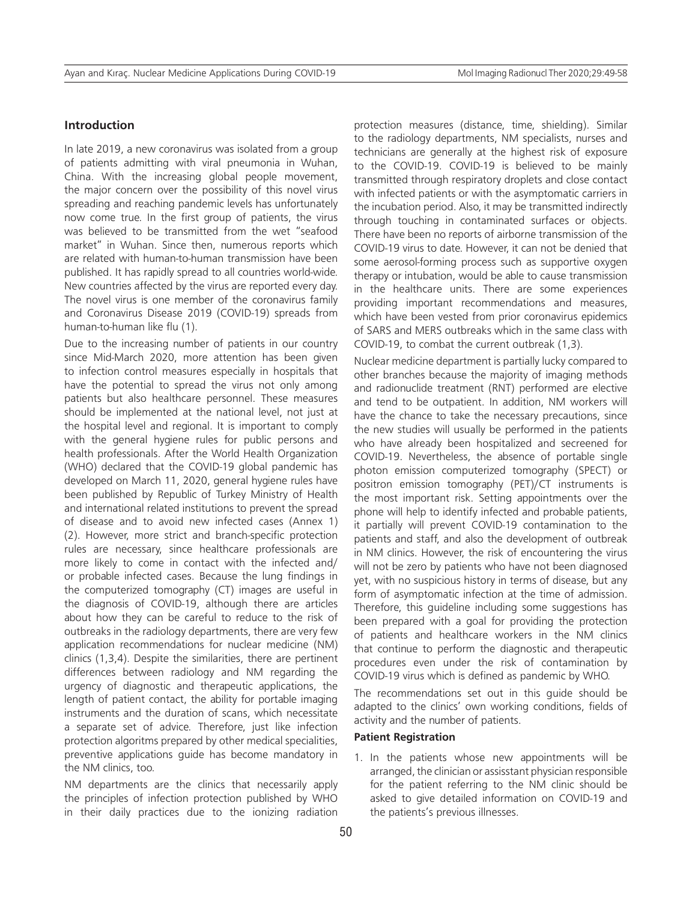## Introduction

In late 2019, a new coronavirus was isolated from a group of patients admitting with viral pneumonia in Wuhan, China. With the increasing global people movement, the major concern over the possibility of this novel virus spreading and reaching pandemic levels has unfortunately now come true. In the first group of patients, the virus was believed to be transmitted from the wet "seafood market" in Wuhan. Since then, numerous reports which are related with human-to-human transmission have been published. It has rapidly spread to all countries world-wide. New countries affected by the virus are reported every day. The novel virus is one member of the coronavirus family and Coronavirus Disease 2019 (COVID-19) spreads from human-to-human like flu (1).

Due to the increasing number of patients in our country since Mid-March 2020, more attention has been given to infection control measures especially in hospitals that have the potential to spread the virus not only among patients but also healthcare personnel. These measures should be implemented at the national level, not just at the hospital level and regional. It is important to comply with the general hygiene rules for public persons and health professionals. After the World Health Organization (WHO) declared that the COVID-19 global pandemic has developed on March 11, 2020, general hygiene rules have been published by Republic of Turkey Ministry of Health and international related institutions to prevent the spread of disease and to avoid new infected cases (Annex 1) (2). However, more strict and branch-specific protection rules are necessary, since healthcare professionals are more likely to come in contact with the infected and/or probable infected cases. Because the lung findings in the computerized tomography (CT) images are useful in the diagnosis of COVID-19, although there are articles about how they can be careful to reduce to the risk of outbreaks in the radiology departments, there are very few application recommendations for nuclear medicine (NM) clinics (1,3,4). Despite the similarities, there are pertinent differences between radiology and NM regarding the urgency of diagnostic and therapeutic applications, the length of patient contact, the ability for portable imaging instruments and the duration of scans, which necessitate a separate set of advice. Therefore, just like infection protection algoritms prepared by other medical specialities, preventive applications guide has become mandatory in the NM clinics, too.

NM departments are the clinics that necessarily apply the principles of infection protection published by WHO in their daily practices due to the ionizing radiation protection measures (distance, time, shielding). Similar to the radiology departments, NM specialists, nurses and technicians are generally at the highest risk of exposure to the COVID-19. COVID-19 is believed to be mainly transmitted through respiratory droplets and close contact with infected patients or with the asymptomatic carriers in the incubation period. Also, it may be transmitted indirectly through touching in contaminated surfaces or objects. There have been no reports of airborne transmission of the COVID-19 virus to date. However, it can not be denied that some aerosol-forming process such as supportive oxygen therapy or intubation, would be able to cause transmission in the healthcare units. There are some experiences providing important recommendations and measures, which have been vested from prior coronavirus epidemics of SARS and MERS outbreaks which in the same class with COVID-19, to combat the current outbreak (1,3).

Nuclear medicine department is partially lucky compared to other branches because the majority of imaging methods and radionuclide treatment (RNT) performed are elective and tend to be outpatient. In addition, NM workers will have the chance to take the necessary precautions, since the new studies will usually be performed in the patients who have already been hospitalized and secreened for COVID-19. Nevertheless, the absence of portable single photon emission computerized tomography (SPECT) or positron emission tomography (PET)/CT instruments is the most important risk. Setting appointments over the phone will help to identify infected and probable patients, it partially will prevent COVID-19 contamination to the patients and staff, and also the development of outbreak in NM clinics. However, the risk of encountering the virus will not be zero by patients who have not been diagnosed yet, with no suspicious history in terms of disease, but any form of asymptomatic infection at the time of admission. Therefore, this guideline including some suggestions has been prepared with a goal for providing the protection of patients and healthcare workers in the NM clinics that continue to perform the diagnostic and therapeutic procedures even under the risk of contamination by COVID-19 virus which is defined as pandemic by WHO.

The recommendations set out in this guide should be adapted to the clinics' own working conditions, fields of activity and the number of patients.

### Patient Registration

1. In the patients whose new appointments will be arranged, the clinician or assisstant physician responsible for the patient referring to the NM clinic should be asked to give detailed information on COVID-19 and the patients's previous illnesses.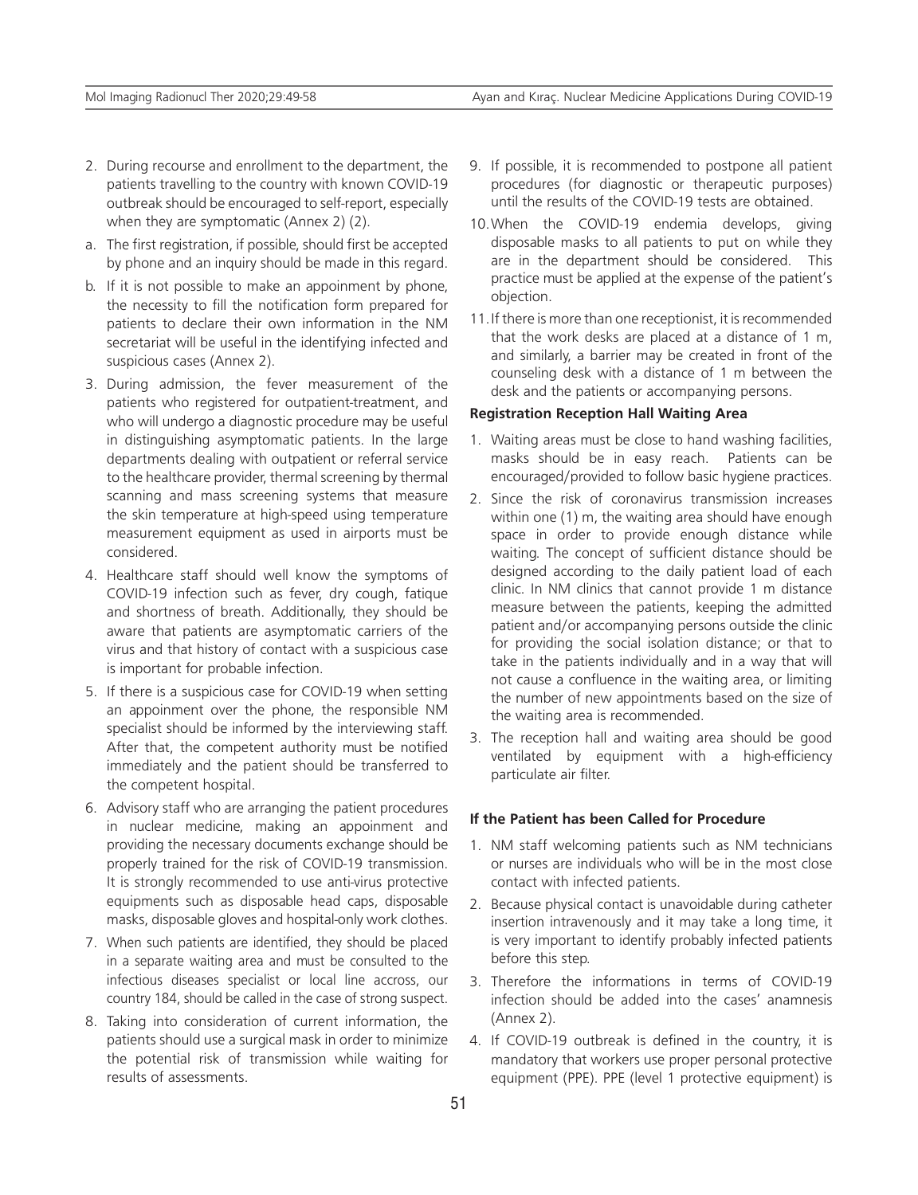2. During recourse and enrollment to the department, the patients travelling to the country with known COVID-19 outbreak should be encouraged to self-report, especially when they are symptomatic (Annex 2) (2).

a. The first registration, if possible, should first be accepted by phone and an inquiry should be made in this regard.

b. If it is not possible to make an appoinment by phone, the necessity to fill the notification form prepared for patients to declare their own information in the NM secretariat will be useful in the identifying infected and suspicious cases (Annex 2).

3. During admission, the fever measurement of the patients who registered for outpatient-treatment, and who will undergo a diagnostic procedure may be useful in distinguishing asymptomatic patients. In the large departments dealing with outpatient or referral service to the healthcare provider, thermal screening by thermal scanning and mass screening systems that measure the skin temperature at high-speed using temperature measurement equipment as used in airports must be considered.

4. Healthcare staff should well know the symptoms of COVID-19 infection such as fever, dry cough, fatique and shortness of breath. Additionally, they should be aware that patients are asymptomatic carriers of the virus and that history of contact with a suspicious case is important for probable infection.

5. If there is a suspicious case for COVID-19 when setting an appoinment over the phone, the responsible NM specialist should be informed by the interviewing staff. After that, the competent authority must be notified immediately and the patient should be transferred to the competent hospital.

6. Advisory staff who are arranging the patient procedures in nuclear medicine, making an appoinment and providing the necessary documents exchange should be properly trained for the risk of COVID-19 transmission. It is strongly recommended to use anti-virus protective equipments such as disposable head caps, disposable masks, disposable gloves and hospital-only work clothes.

7. When such patients are identified, they should be placed in a separate waiting area and must be consulted to the infectious diseases specialist or local line accross, our country 184, should be called in the case of strong suspect.

8. Taking into consideration of current information, the patients should use a surgical mask in order to minimize the potential risk of transmission while waiting for results of assessments.

9. If possible, it is recommended to postpone all patient procedures (for diagnostic or therapeutic purposes) until the results of the COVID-19 tests are obtained.

10. When the COVID-19 endemia develops, giving disposable masks to all patients to put on while they are in the department should be considered. This practice must be applied at the expense of the patient's objection.

11. If there is more than one receptionist, it is recommended that the work desks are placed at a distance of 1 m, and similarly, a barrier may be created in front of the counseling desk with a distance of 1 m between the desk and the patients or accompanying persons.

**Registration Reception Hall Waiting Area**

1. Waiting areas must be close to hand washing facilities, masks should be in easy reach. Patients can be encouraged/provided to follow basic hygiene practices.

2. Since the risk of coronavirus transmission increases within one (1) m, the waiting area should have enough space in order to provide enough distance while waiting. The concept of sufficient distance should be designed according to the daily patient load of each clinic. In NM clinics that cannot provide 1 m distance measure between the patients, keeping the admitted patient and/or accompanying persons outside the clinic for providing the social isolation distance; or that to take in the patients individually and in a way that will not cause a confluence in the waiting area, or limiting the number of new appointments based on the size of the waiting area is recommended.

3. The reception hall and waiting area should be good ventilated by equipment with a high-efficiency particulate air filter.

**If the Patient has been Called for Procedure**

1. NM staff welcoming patients such as NM technicians or nurses are individuals who will be in the most close contact with infected patients.

2. Because physical contact is unavoidable during catheter insertion intravenously and it may take a long time, it is very important to identify probably infected patients before this step.

3. Therefore the informations in terms of COVID-19 infection should be added into the cases' anamnesis (Annex 2).

4. If COVID-19 outbreak is defined in the country, it is mandatory that workers use proper personal protective equipment (PPE). PPE (level 1 protective equipment) is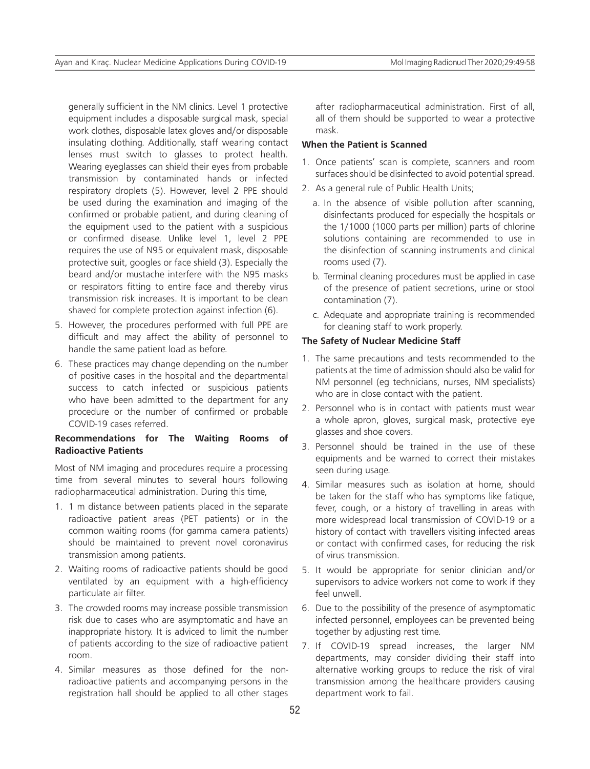generally sufficient in the NM clinics. Level 1 protective equipment includes a disposable surgical mask, special work clothes, disposable latex gloves and/or disposable insulating clothing. Additionally, staff wearing contact lenses must switch to glasses to protect health. Wearing eyeglasses can shield their eyes from probable transmission by contaminated hands or infected respiratory droplets (5). However, level 2 PPE should be used during the examination and imaging of the confirmed or probable patient, and during cleaning of the equipment used to the patient with a suspicious or confirmed disease. Unlike level 1, level 2 PPE requires the use of N95 or equivalent mask, disposable protective suit, googles or face shield (3). Especially the beard and/or mustache interfere with the N95 masks or respirators fitting to entire face and thereby virus transmission risk increases. It is important to be clean shaved for complete protection against infection (6).

5. However, the procedures performed with full PPE are difficult and may affect the ability of personnel to handle the same patient load as before.
6. These practices may change depending on the number of positive cases in the hospital and the departmental success to catch infected or suspicious patients who have been admitted to the department for any procedure or the number of confirmed or probable COVID-19 cases referred.

**Recommendations for The Waiting Rooms of Radioactive Patients**

Most of NM imaging and procedures require a processing time from several minutes to several hours following radiopharmaceutical administration. During this time,

1. 1 m distance between patients placed in the separate radioactive patient areas (PET patients) or in the common waiting rooms (for gamma camera patients) should be maintained to prevent novel coronavirus transmission among patients.
2. Waiting rooms of radioactive patients should be good ventilated by an equipment with a high-efficiency particulate air filter.
3. The crowded rooms may increase possible transmission risk due to cases who are asymptomatic and have an inappropriate history. It is adviced to limit the number of patients according to the size of radioactive patient room.
4. Similar measures as those defined for the non-radioactive patients and accompanying persons in the registration hall should be applied to all other stages after radiopharmaceutical administration. First of all, all of them should be supported to wear a protective mask.

**When the Patient is Scanned**

1. Once patients' scan is complete, scanners and room surfaces should be disinfected to avoid potential spread.
2. As a general rule of Public Health Units;
   a. In the absence of visible pollution after scanning, disinfectants produced for especially the hospitals or the 1/1000 (1000 parts per million) parts of chlorine solutions containing are recommended to use in the disinfection of scanning instruments and clinical rooms used (7).
   b. Terminal cleaning procedures must be applied in case of the presence of patient secretions, urine or stool contamination (7).
   c. Adequate and appropriate training is recommended for cleaning staff to work properly.

**The Safety of Nuclear Medicine Staff**

1. The same precautions and tests recommended to the patients at the time of admission should also be valid for NM personnel (eg technicians, nurses, NM specialists) who are in close contact with the patient.
2. Personnel who is in contact with patients must wear a whole apron, gloves, surgical mask, protective eye glasses and shoe covers.
3. Personnel should be trained in the use of these equipments and be warned to correct their mistakes seen during usage.
4. Similar measures such as isolation at home, should be taken for the staff who has symptoms like fatique, fever, cough, or a history of travelling in areas with more widespread local transmission of COVID-19 or a history of contact with travellers visiting infected areas or contact with confirmed cases, for reducing the risk of virus transmission.
5. It would be appropriate for senior clinician and/or supervisors to advice workers not come to work if they feel unwell.
6. Due to the possibility of the presence of asymptomatic infected personnel, employees can be prevented being together by adjusting rest time.
7. If COVID-19 spread increases, the larger NM departments, may consider dividing their staff into alternative working groups to reduce the risk of viral transmission among the healthcare providers causing department work to fail.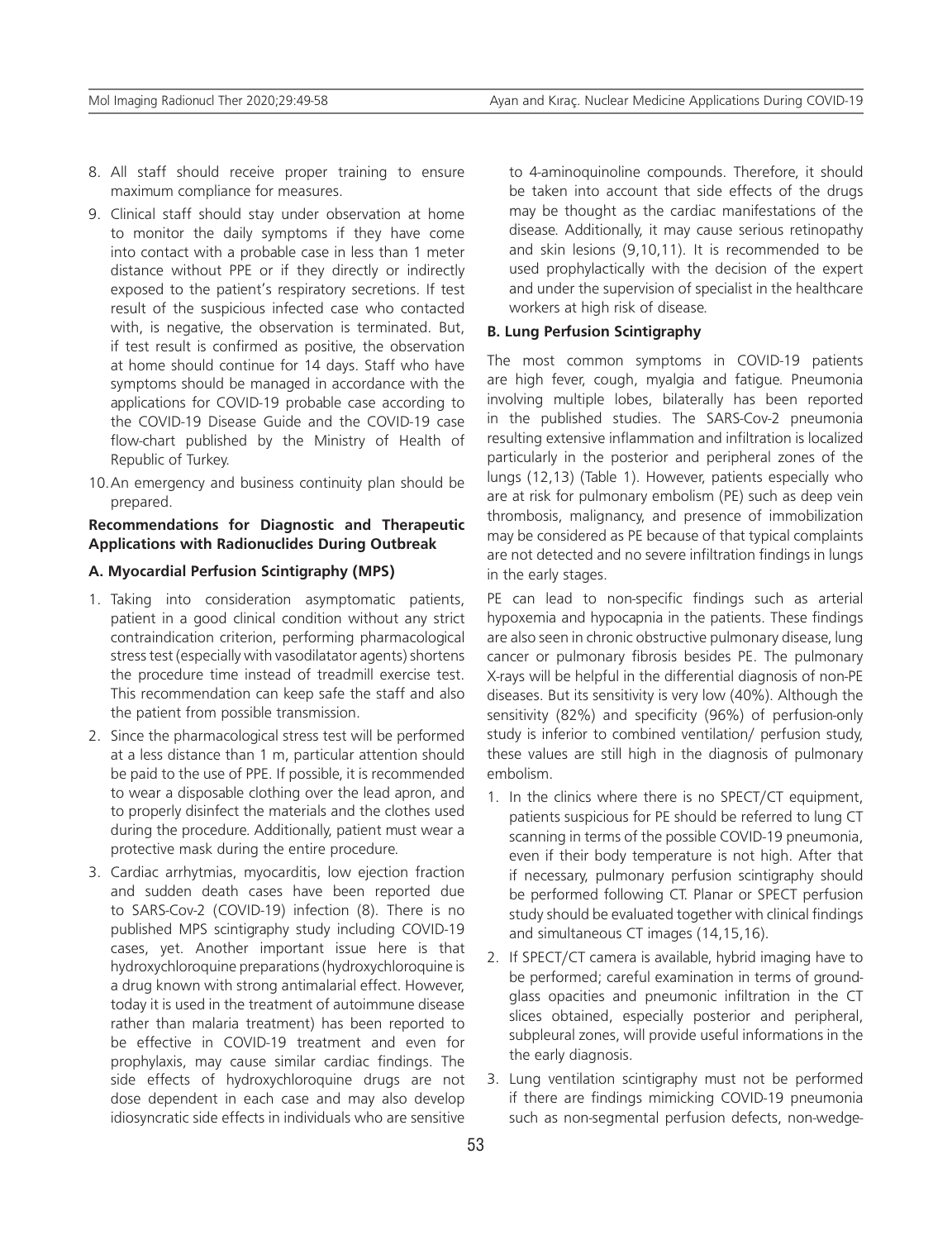8. All staff should receive proper training to ensure maximum compliance for measures.
9. Clinical staff should stay under observation at home to monitor the daily symptoms if they have come into contact with a probable case in less than 1 meter distance without PPE or if they directly or indirectly exposed to the patient's respiratory secretions. If test result of the suspicious infected case who contacted with, is negative, the observation is terminated. But, if test result is confirmed as positive, the observation at home should continue for 14 days. Staff who have symptoms should be managed in accordance with the applications for COVID-19 probable case according to the COVID-19 Disease Guide and the COVID-19 case flow-chart published by the Ministry of Health of Republic of Turkey.
10. An emergency and business continuity plan should be prepared.

**Recommendations for Diagnostic and Therapeutic Applications with Radionuclides During Outbreak**

**A. Myocardial Perfusion Scintigraphy (MPS)**

1. Taking into consideration asymptomatic patients, patient in a good clinical condition without any strict contraindication criterion, performing pharmacological stress test (especially with vasodilatator agents) shortens the procedure time instead of treadmill exercise test. This recommendation can keep safe the staff and also the patient from possible transmission.
2. Since the pharmacological stress test will be performed at a less distance than 1 m, particular attention should be paid to the use of PPE. If possible, it is recommended to wear a disposable clothing over the lead apron, and to properly disinfect the materials and the clothes used during the procedure. Additionally, patient must wear a protective mask during the entire procedure.
3. Cardiac arrhytmias, myocarditis, low ejection fraction and sudden death cases have been reported due to SARS-Cov-2 (COVID-19) infection (8). There is no published MPS scintigraphy study including COVID-19 cases, yet. Another important issue here is that hydroxychloroquine preparations (hydroxychloroquine is a drug known with strong antimalarial effect. However, today it is used in the treatment of autoimmune disease rather than malaria treatment) has been reported to be effective in COVID-19 treatment and even for prophylaxis, may cause similar cardiac findings. The side effects of hydroxychloroquine drugs are not dose dependent in each case and may also develop idiosyncratic side effects in individuals who are sensitive to 4-aminoquinoline compounds. Therefore, it should be taken into account that side effects of the drugs may be thought as the cardiac manifestations of the disease. Additionally, it may cause serious retinopathy and skin lesions (9,10,11). It is recommended to be used prophylactically with the decision of the expert and under the supervision of specialist in the healthcare workers at high risk of disease.

**B. Lung Perfusion Scintigraphy**

The most common symptoms in COVID-19 patients are high fever, cough, myalgia and fatigue. Pneumonia involving multiple lobes, bilaterally has been reported in the published studies. The SARS-Cov-2 pneumonia resulting extensive inflammation and infiltration is localized particularly in the posterior and peripheral zones of the lungs (12,13) (Table 1). However, patients especially who are at risk for pulmonary embolism (PE) such as deep vein thrombosis, malignancy, and presence of immobilization may be considered as PE because of that typical complaints are not detected and no severe infiltration findings in lungs in the early stages.

PE can lead to non-specific findings such as arterial hypoxemia and hypocapnia in the patients. These findings are also seen in chronic obstructive pulmonary disease, lung cancer or pulmonary fibrosis besides PE. The pulmonary X-rays will be helpful in the differential diagnosis of non-PE diseases. But its sensitivity is very low (40%). Although the sensitivity (82%) and specificity (96%) of perfusion-only study is inferior to combined ventilation/ perfusion study, these values are still high in the diagnosis of pulmonary embolism.

1. In the clinics where there is no SPECT/CT equipment, patients suspicious for PE should be referred to lung CT scanning in terms of the possible COVID-19 pneumonia, even if their body temperature is not high. After that if necessary, pulmonary perfusion scintigraphy should be performed following CT. Planar or SPECT perfusion study should be evaluated together with clinical findings and simultaneous CT images (14,15,16).
2. If SPECT/CT camera is available, hybrid imaging have to be performed; careful examination in terms of ground-glass opacities and pneumonic infiltration in the CT slices obtained, especially posterior and peripheral, subpleural zones, will provide useful informations in the the early diagnosis.
3. Lung ventilation scintigraphy must not be performed if there are findings mimicking COVID-19 pneumonia such as non-segmental perfusion defects, non-wedge-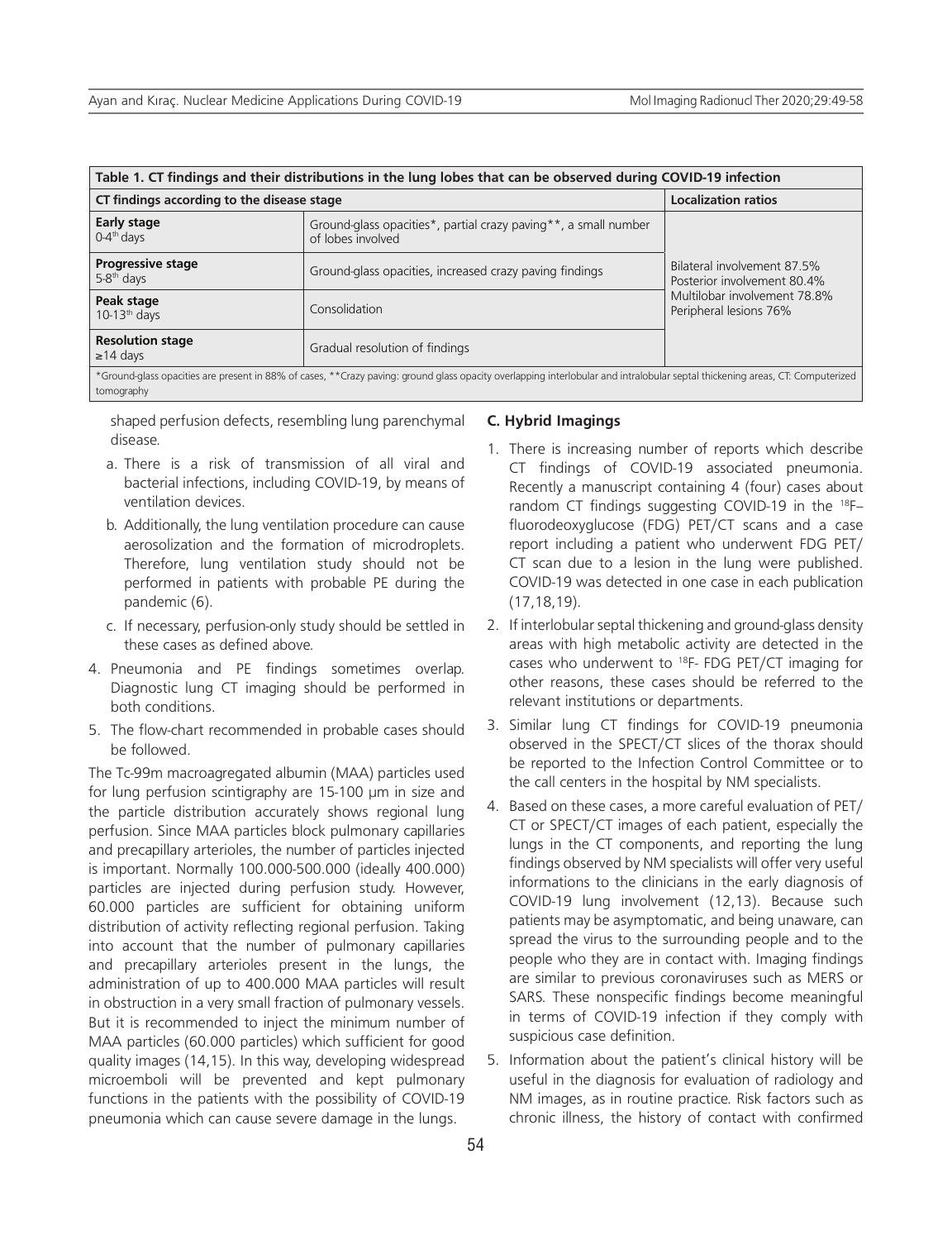**Table 1. CT findings and their distributions in the lung lobes that can be observed during COVID-19 infection**

| CT findings according to the disease stage | | Localization ratios |
|---|---|---|
| **Early stage** 0-4th days | Ground-glass opacities*, partial crazy paving**, a small number of lobes involved | Bilateral involvement 87.5%<br>Posterior involvement 80.4%<br>Multilobar involvement 78.8%<br>Peripheral lesions 76% |
| **Progressive stage** 5-8th days | Ground-glass opacities, increased crazy paving findings | |
| **Peak stage** 10-13th days | Consolidation | |
| **Resolution stage** ≥14 days | Gradual resolution of findings | |

*Ground-glass opacities are present in 88% of cases, **Crazy paving: ground glass opacity overlapping interlobular and intralobular septal thickening areas, CT: Computerized tomography

shaped perfusion defects, resembling lung parenchymal disease.

a. There is a risk of transmission of all viral and bacterial infections, including COVID-19, by means of ventilation devices.

b. Additionally, the lung ventilation procedure can cause aerosolization and the formation of microdroplets. Therefore, lung ventilation study should not be performed in patients with probable PE during the pandemic (6).

c. If necessary, perfusion-only study should be settled in these cases as defined above.

4. Pneumonia and PE findings sometimes overlap. Diagnostic lung CT imaging should be performed in both conditions.

5. The flow-chart recommended in probable cases should be followed.

The Tc-99m macroagregated albumin (MAA) particles used for lung perfusion scintigraphy are 15-100 µm in size and the particle distribution accurately shows regional lung perfusion. Since MAA particles block pulmonary capillaries and precapillary arterioles, the number of particles injected is important. Normally 100.000-500.000 (ideally 400.000) particles are injected during perfusion study. However, 60.000 particles are sufficient for obtaining uniform distribution of activity reflecting regional perfusion. Taking into account that the number of pulmonary capillaries and precapillary arterioles present in the lungs, the administration of up to 400.000 MAA particles will result in obstruction in a very small fraction of pulmonary vessels. But it is recommended to inject the minimum number of MAA particles (60.000 particles) which sufficient for good quality images (14,15). In this way, developing widespread microemboli will be prevented and kept pulmonary functions in the patients with the possibility of COVID-19 pneumonia which can cause severe damage in the lungs.

**C. Hybrid Imagings**

1. There is increasing number of reports which describe CT findings of COVID-19 associated pneumonia. Recently a manuscript containing 4 (four) cases about random CT findings suggesting COVID-19 in the $^{18}$F–fluorodeoxyglucose (FDG) PET/CT scans and a case report including a patient who underwent FDG PET/CT scan due to a lesion in the lung were published. COVID-19 was detected in one case in each publication (17,18,19).

2. If interlobular septal thickening and ground-glass density areas with high metabolic activity are detected in the cases who underwent to $^{18}$F- FDG PET/CT imaging for other reasons, these cases should be referred to the relevant institutions or departments.

3. Similar lung CT findings for COVID-19 pneumonia observed in the SPECT/CT slices of the thorax should be reported to the Infection Control Committee or to the call centers in the hospital by NM specialists.

4. Based on these cases, a more careful evaluation of PET/CT or SPECT/CT images of each patient, especially the lungs in the CT components, and reporting the lung findings observed by NM specialists will offer very useful informations to the clinicians in the early diagnosis of COVID-19 lung involvement (12,13). Because such patients may be asymptomatic, and being unaware, can spread the virus to the surrounding people and to the people who they are in contact with. Imaging findings are similar to previous coronaviruses such as MERS or SARS. These nonspecific findings become meaningful in terms of COVID-19 infection if they comply with suspicious case definition.

5. Information about the patient's clinical history will be useful in the diagnosis for evaluation of radiology and NM images, as in routine practice. Risk factors such as chronic illness, the history of contact with confirmed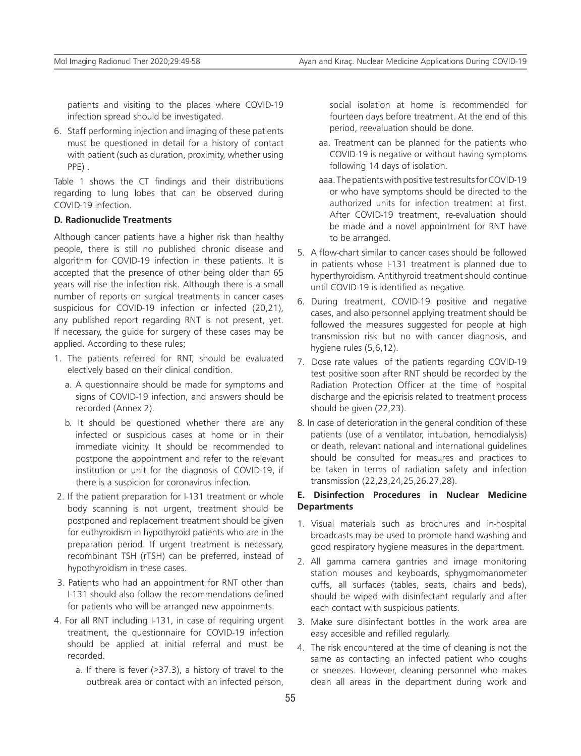patients and visiting to the places where COVID-19 infection spread should be investigated.

6. Staff performing injection and imaging of these patients must be questioned in detail for a history of contact with patient (such as duration, proximity, whether using PPE) .

Table 1 shows the CT findings and their distributions regarding to lung lobes that can be observed during COVID-19 infection.

**D. Radionuclide Treatments**

Although cancer patients have a higher risk than healthy people, there is still no published chronic disease and algorithm for COVID-19 infection in these patients. It is accepted that the presence of other being older than 65 years will rise the infection risk. Although there is a small number of reports on surgical treatments in cancer cases suspicious for COVID-19 infection or infected (20,21), any published report regarding RNT is not present, yet. If necessary, the guide for surgery of these cases may be applied. According to these rules;

1. The patients referred for RNT, should be evaluated electively based on their clinical condition.
   a. A questionnaire should be made for symptoms and signs of COVID-19 infection, and answers should be recorded (Annex 2).
   b. It should be questioned whether there are any infected or suspicious cases at home or in their immediate vicinity. It should be recommended to postpone the appointment and refer to the relevant institution or unit for the diagnosis of COVID-19, if there is a suspicion for coronavirus infection.
2. If the patient preparation for I-131 treatment or whole body scanning is not urgent, treatment should be postponed and replacement treatment should be given for euthyroidism in hypothyroid patients who are in the preparation period. If urgent treatment is necessary, recombinant TSH (rTSH) can be preferred, instead of hypothyroidism in these cases.
3. Patients who had an appointment for RNT other than I-131 should also follow the recommendations defined for patients who will be arranged new appointments.
4. For all RNT including I-131, in case of requiring urgent treatment, the questionnaire for COVID-19 infection should be applied at initial referral and must be recorded.
   a. If there is fever (>37.3), a history of travel to the outbreak area or contact with an infected person, social isolation at home is recommended for fourteen days before treatment. At the end of this period, reevaluation should be done.
   aa. Treatment can be planned for the patients who COVID-19 is negative or without having symptoms following 14 days of isolation.
   aaa. The patients with positive test results for COVID-19 or who have symptoms should be directed to the authorized units for infection treatment at first. After COVID-19 treatment, re-evaluation should be made and a novel appointment for RNT have to be arranged.
5. A flow-chart similar to cancer cases should be followed in patients whose I-131 treatment is planned due to hyperthyroidism. Antithyroid treatment should continue until COVID-19 is identified as negative.
6. During treatment, COVID-19 positive and negative cases, and also personnel applying treatment should be followed the measures suggested for people at high transmission risk but no with cancer diagnosis, and hygiene rules (5,6,12).
7. Dose rate values of the patients regarding COVID-19 test positive soon after RNT should be recorded by the Radiation Protection Officer at the time of hospital discharge and the epicrisis related to treatment process should be given (22,23).
8. In case of deterioration in the general condition of these patients (use of a ventilator, intubation, hemodialysis) or death, relevant national and international guidelines should be consulted for measures and practices to be taken in terms of radiation safety and infection transmission (22,23,24,25,26.27,28).

**E. Disinfection Procedures in Nuclear Medicine Departments**

1. Visual materials such as brochures and in-hospital broadcasts may be used to promote hand washing and good respiratory hygiene measures in the department.
2. All gamma camera gantries and image monitoring station mouses and keyboards, sphygmomanometer cuffs, all surfaces (tables, seats, chairs and beds), should be wiped with disinfectant regularly and after each contact with suspicious patients.
3. Make sure disinfectant bottles in the work area are easy accesible and refilled regularly.
4. The risk encountered at the time of cleaning is not the same as contacting an infected patient who coughs or sneezes. However, cleaning personnel who makes clean all areas in the department during work and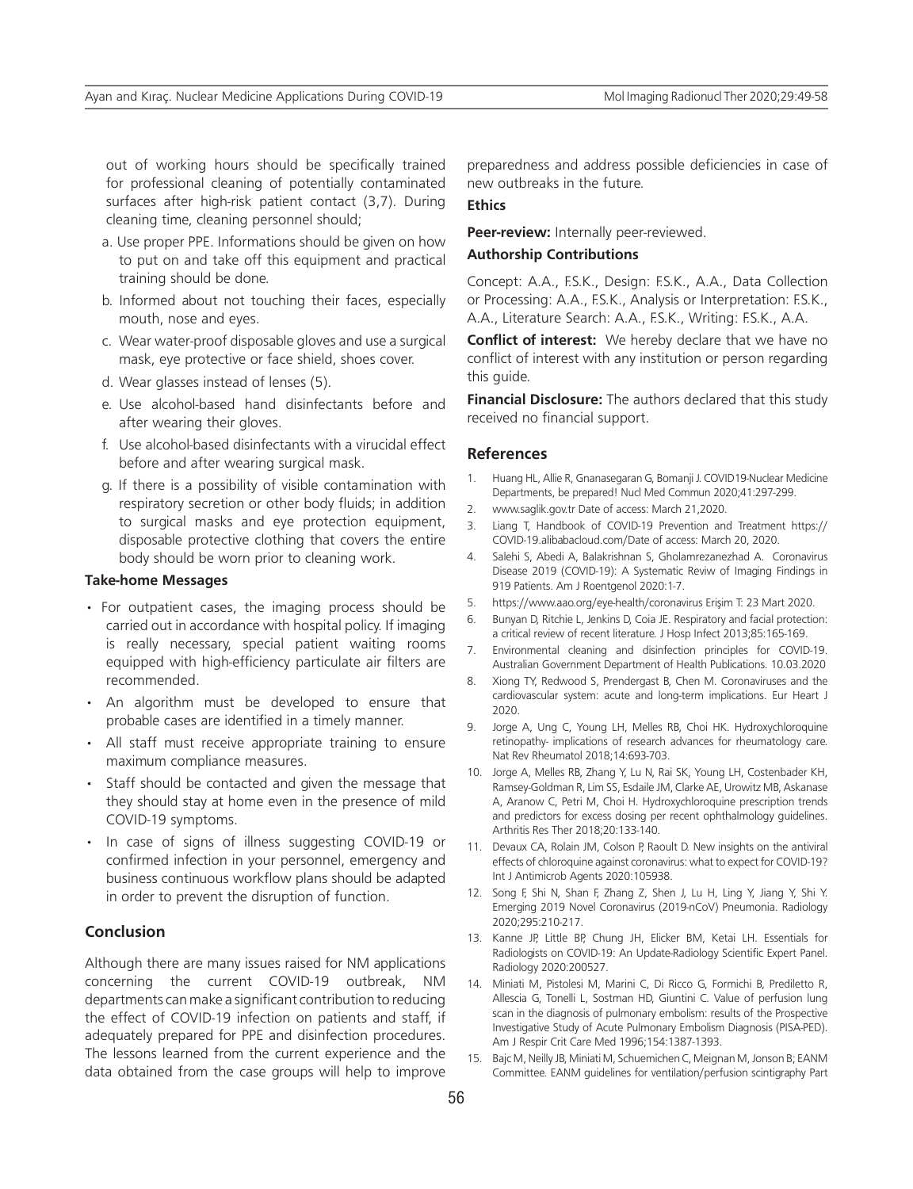out of working hours should be specifically trained for professional cleaning of potentially contaminated surfaces after high-risk patient contact (3,7). During cleaning time, cleaning personnel should;

a. Use proper PPE. Informations should be given on how to put on and take off this equipment and practical training should be done.

b. Informed about not touching their faces, especially mouth, nose and eyes.

c. Wear water-proof disposable gloves and use a surgical mask, eye protective or face shield, shoes cover.

d. Wear glasses instead of lenses (5).

e. Use alcohol-based hand disinfectants before and after wearing their gloves.

f. Use alcohol-based disinfectants with a virucidal effect before and after wearing surgical mask.

g. If there is a possibility of visible contamination with respiratory secretion or other body fluids; in addition to surgical masks and eye protection equipment, disposable protective clothing that covers the entire body should be worn prior to cleaning work.

### Take-home Messages

- For outpatient cases, the imaging process should be carried out in accordance with hospital policy. If imaging is really necessary, special patient waiting rooms equipped with high-efficiency particulate air filters are recommended.
- An algorithm must be developed to ensure that probable cases are identified in a timely manner.
- All staff must receive appropriate training to ensure maximum compliance measures.
- Staff should be contacted and given the message that they should stay at home even in the presence of mild COVID-19 symptoms.
- In case of signs of illness suggesting COVID-19 or confirmed infection in your personnel, emergency and business continuous workflow plans should be adapted in order to prevent the disruption of function.

## Conclusion

Although there are many issues raised for NM applications concerning the current COVID-19 outbreak, NM departments can make a significant contribution to reducing the effect of COVID-19 infection on patients and staff, if adequately prepared for PPE and disinfection procedures. The lessons learned from the current experience and the data obtained from the case groups will help to improve preparedness and address possible deficiencies in case of new outbreaks in the future.

### Ethics

**Peer-review:** Internally peer-reviewed.

### Authorship Contributions

Concept: A.A., F.S.K., Design: F.S.K., A.A., Data Collection or Processing: A.A., F.S.K., Analysis or Interpretation: F.S.K., A.A., Literature Search: A.A., F.S.K., Writing: F.S.K., A.A.

**Conflict of interest:** We hereby declare that we have no conflict of interest with any institution or person regarding this guide.

**Financial Disclosure:** The authors declared that this study received no financial support.

## References

1. Huang HL, Allie R, Gnanasegaran G, Bomanji J. COVID19-Nuclear Medicine Departments, be prepared! Nucl Med Commun 2020;41:297-299.
2. www.saglik.gov.tr Date of access: March 21,2020.
3. Liang T, Handbook of COVID-19 Prevention and Treatment https://COVID-19.alibabacloud.com/Date of access: March 20, 2020.
4. Salehi S, Abedi A, Balakrishnan S, Gholamrezanezhad A. Coronavirus Disease 2019 (COVID-19): A Systematic Reviw of Imaging Findings in 919 Patients. Am J Roentgenol 2020:1-7.
5. https://www.aao.org/eye-health/coronavirus Erişim T: 23 Mart 2020.
6. Bunyan D, Ritchie L, Jenkins D, Coia JE. Respiratory and facial protection: a critical review of recent literature. J Hosp Infect 2013;85:165-169.
7. Environmental cleaning and disinfection principles for COVID-19. Australian Government Department of Health Publications. 10.03.2020
8. Xiong TY, Redwood S, Prendergast B, Chen M. Coronaviruses and the cardiovascular system: acute and long-term implications. Eur Heart J 2020.
9. Jorge A, Ung C, Young LH, Melles RB, Choi HK. Hydroxychloroquine retinopathy- implications of research advances for rheumatology care. Nat Rev Rheumatol 2018;14:693-703.
10. Jorge A, Melles RB, Zhang Y, Lu N, Rai SK, Young LH, Costenbader KH, Ramsey-Goldman R, Lim SS, Esdaile JM, Clarke AE, Urowitz MB, Askanase A, Aranow C, Petri M, Choi H. Hydroxychloroquine prescription trends and predictors for excess dosing per recent ophthalmology guidelines. Arthritis Res Ther 2018;20:133-140.
11. Devaux CA, Rolain JM, Colson P, Raoult D. New insights on the antiviral effects of chloroquine against coronavirus: what to expect for COVID-19? Int J Antimicrob Agents 2020:105938.
12. Song F, Shi N, Shan F, Zhang Z, Shen J, Lu H, Ling Y, Jiang Y, Shi Y. Emerging 2019 Novel Coronavirus (2019-nCoV) Pneumonia. Radiology 2020;295:210-217.
13. Kanne JP, Little BP, Chung JH, Elicker BM, Ketai LH. Essentials for Radiologists on COVID-19: An Update-Radiology Scientific Expert Panel. Radiology 2020:200527.
14. Miniati M, Pistolesi M, Marini C, Di Ricco G, Formichi B, Prediletto R, Allescia G, Tonelli L, Sostman HD, Giuntini C. Value of perfusion lung scan in the diagnosis of pulmonary embolism: results of the Prospective Investigative Study of Acute Pulmonary Embolism Diagnosis (PISA-PED). Am J Respir Crit Care Med 1996;154:1387-1393.
15. Bajc M, Neilly JB, Miniati M, Schuemichen C, Meignan M, Jonson B; EANM Committee. EANM guidelines for ventilation/perfusion scintigraphy Part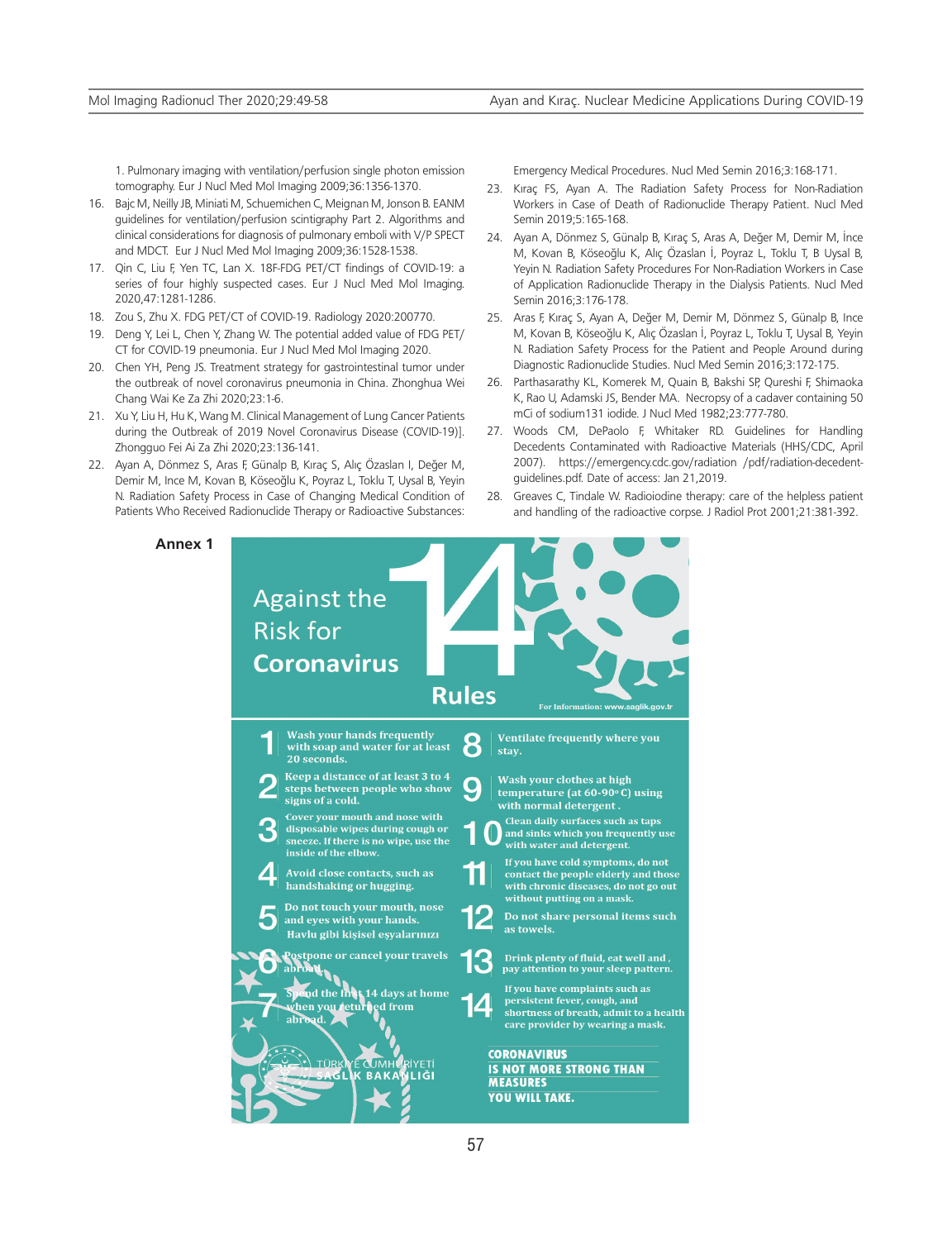1. Pulmonary imaging with ventilation/perfusion single photon emission tomography. Eur J Nucl Med Mol Imaging 2009;36:1356-1370.

16. Bajc M, Neilly JB, Miniati M, Schuemichen C, Meignan M, Jonson B. EANM guidelines for ventilation/perfusion scintigraphy Part 2. Algorithms and clinical considerations for diagnosis of pulmonary emboli with V/P SPECT and MDCT. Eur J Nucl Med Mol Imaging 2009;36:1528-1538.
17. Qin C, Liu F, Yen TC, Lan X. 18F-FDG PET/CT findings of COVID-19: a series of four highly suspected cases. Eur J Nucl Med Mol Imaging. 2020,47:1281-1286.
18. Zou S, Zhu X. FDG PET/CT of COVID-19. Radiology 2020:200770.
19. Deng Y, Lei L, Chen Y, Zhang W. The potential added value of FDG PET/CT for COVID-19 pneumonia. Eur J Nucl Med Mol Imaging 2020.
20. Chen YH, Peng JS. Treatment strategy for gastrointestinal tumor under the outbreak of novel coronavirus pneumonia in China. Zhonghua Wei Chang Wai Ke Za Zhi 2020;23:1-6.
21. Xu Y, Liu H, Hu K, Wang M. Clinical Management of Lung Cancer Patients during the Outbreak of 2019 Novel Coronavirus Disease (COVID-19)]. Zhongguo Fei Ai Za Zhi 2020;23:136-141.
22. Ayan A, Dönmez S, Aras F, Günalp B, Kıraç S, Alıç Özaslan I, Değer M, Demir M, Ince M, Kovan B, Köseoğlu K, Poyraz L, Toklu T, Uysal B, Yeyin N. Radiation Safety Process in Case of Changing Medical Condition of Patients Who Received Radionuclide Therapy or Radioactive Substances: Emergency Medical Procedures. Nucl Med Semin 2016;3:168-171.
23. Kıraç FS, Ayan A. The Radiation Safety Process for Non-Radiation Workers in Case of Death of Radionuclide Therapy Patient. Nucl Med Semin 2019;5:165-168.
24. Ayan A, Dönmez S, Günalp B, Kıraç S, Aras A, Değer M, Demir M, İnce M, Kovan B, Köseoğlu K, Alıç Özaslan İ, Poyraz L, Toklu T, B Uysal B, Yeyin N. Radiation Safety Procedures For Non-Radiation Workers in Case of Application Radionuclide Therapy in the Dialysis Patients. Nucl Med Semin 2016;3:176-178.
25. Aras F, Kıraç S, Ayan A, Değer M, Demir M, Dönmez S, Günalp B, Ince M, Kovan B, Köseoğlu K, Alıç Özaslan İ, Poyraz L, Toklu T, Uysal B, Yeyin N. Radiation Safety Process for the Patient and People Around during Diagnostic Radionuclide Studies. Nucl Med Semin 2016;3:172-175.
26. Parthasarathy KL, Komerek M, Quain B, Bakshi SP, Qureshi F, Shimaoka K, Rao U, Adamski JS, Bender MA. Necropsy of a cadaver containing 50 mCi of sodium131 iodide. J Nucl Med 1982;23:777-780.
27. Woods CM, DePaolo F, Whitaker RD. Guidelines for Handling Decedents Contaminated with Radioactive Materials (HHS/CDC, April 2007). https://emergency.cdc.gov/radiation /pdf/radiation-decedent-guidelines.pdf. Date of access: Jan 21,2019.
28. Greaves C, Tindale W. Radioiodine therapy: care of the helpless patient and handling of the radioactive corpse. J Radiol Prot 2001;21:381-392.

**Annex 1**

# Against the Risk for Coronavirus 14 Rules

For Information: www.saglik.gov.tr

1. Wash your hands frequently with soap and water for at least 20 seconds.
2. Keep a distance of at least 3 to 4 steps between people who show signs of a cold.
3. Cover your mouth and nose with disposable wipes during cough or sneeze. If there is no wipe, use the inside of the elbow.
4. Avoid close contacts, such as handshaking or hugging.
5. Do not touch your mouth, nose and eyes with your hands. Havlu gibi kişisel eşyalarınızı
6. Postpone or cancel your travels abroad.
7. Spend the first 14 days at home when you returned from abroad.
8. Ventilate frequently where you stay.
9. Wash your clothes at high temperature (at 60-90° C) using with normal detergent.
10. Clean daily surfaces such as taps and sinks which you frequently use with water and detergent.
11. If you have cold symptoms, do not contact the people elderly and those with chronic diseases, do not go out without putting on a mask.
12. Do not share personal items such as towels.
13. Drink plenty of fluid, eat well and, pay attention to your sleep pattern.
14. If you have complaints such as persistent fever, cough, and shortness of breath, admit to a health care provider by wearing a mask.

TÜRKİYE CUMHURİYETİ SAĞLIK BAKANLIĞI

**CORONAVIRUS IS NOT MORE STRONG THAN MEASURES YOU WILL TAKE.**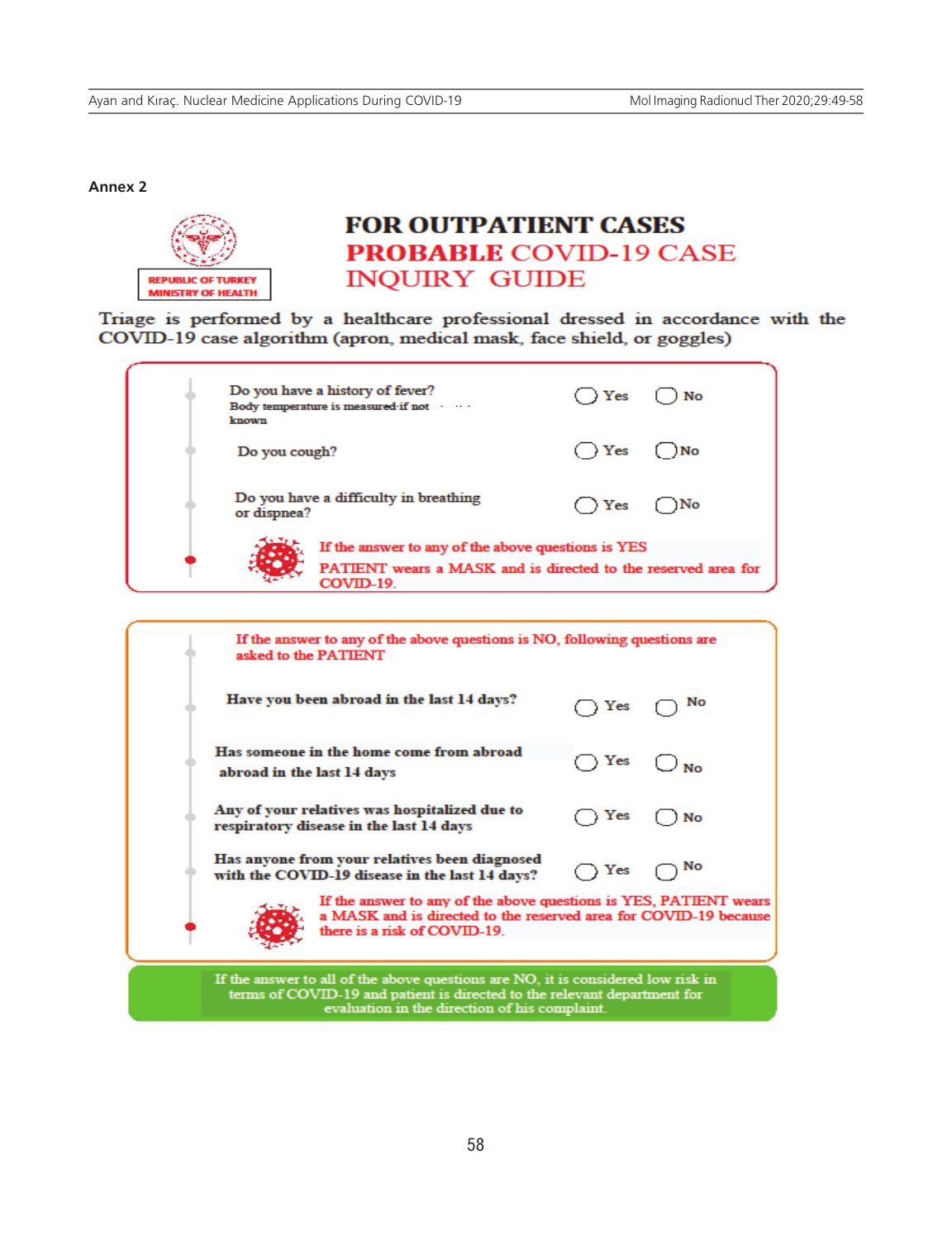**Annex 2**

REPUBLIC OF TURKEY
MINISTRY OF HEALTH

# FOR OUTPATIENT CASES
# PROBABLE COVID-19 CASE INQUIRY GUIDE

Triage is performed by a healthcare professional dressed in accordance with the COVID-19 case algorithm (apron, medical mask, face shield, or goggles)

| | | |
|---|---|---|
| Do you have a history of fever? Body temperature is measured if not known | ◯ Yes | ◯ No |
| Do you cough? | ◯ Yes | ◯ No |
| Do you have a difficulty in breathing or dispnea? | ◯ Yes | ◯ No |

If the answer to any of the above questions is YES

PATIENT wears a MASK and is directed to the reserved area for COVID-19.

If the answer to any of the above questions is NO, following questions are asked to the PATIENT

| | | |
|---|---|---|
| Have you been abroad in the last 14 days? | ◯ Yes | ◯ No |
| Has someone in the home come from abroad abroad in the last 14 days | ◯ Yes | ◯ No |
| Any of your relatives was hospitalized due to respiratory disease in the last 14 days | ◯ Yes | ◯ No |
| Has anyone from your relatives been diagnosed with the COVID-19 disease in the last 14 days? | ◯ Yes | ◯ No |

If the answer to any of the above questions is YES, PATIENT wears a MASK and is directed to the reserved area for COVID-19 because there is a risk of COVID-19.

If the answer to all of the above questions are NO, it is considered low risk in terms of COVID-19 and patient is directed to the relevant department for evaluation in the direction of his complaint.